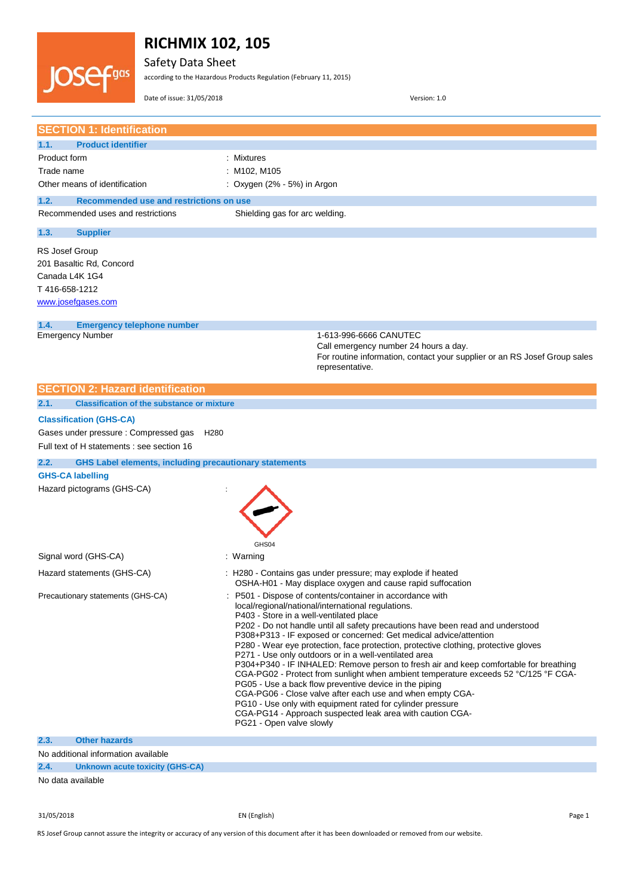# RICHMIX 102, 105

Safety Data Sheet

according to the Hazardous Products Regulation (February 11, 2015)

Date of issue: 31/05/2018 Version: 1.0

## SECTION 1: Identification

### 1.1. Product identifier

| | |
|---|---|
| Product form | : Mixtures |
| Trade name | : M102, M105 |
| Other means of identification | : Oxygen (2% - 5%) in Argon |

### 1.2. Recommended use and restrictions on use

| | |
|---|---|
| Recommended uses and restrictions | Shielding gas for arc welding. |

### 1.3. Supplier

RS Josef Group
201 Basaltic Rd, Concord
Canada L4K 1G4
T 416-658-1212
www.josefgases.com

### 1.4. Emergency telephone number

| | |
|---|---|
| Emergency Number | 1-613-996-6666 CANUTEC<br>Call emergency number 24 hours a day.<br>For routine information, contact your supplier or an RS Josef Group sales representative. |

## SECTION 2: Hazard identification

### 2.1. Classification of the substance or mixture

**Classification (GHS-CA)**

Gases under pressure : Compressed gas H280

Full text of H statements : see section 16

### 2.2. GHS Label elements, including precautionary statements

**GHS-CA labelling**

Hazard pictograms (GHS-CA) :

GHS04

| | |
|---|---|
| Signal word (GHS-CA) | : Warning |
| Hazard statements (GHS-CA) | : H280 - Contains gas under pressure; may explode if heated<br>OSHA-H01 - May displace oxygen and cause rapid suffocation |
| Precautionary statements (GHS-CA) | : P501 - Dispose of contents/container in accordance with local/regional/national/international regulations.<br>P403 - Store in a well-ventilated place<br>P202 - Do not handle until all safety precautions have been read and understood<br>P308+P313 - IF exposed or concerned: Get medical advice/attention<br>P280 - Wear eye protection, face protection, protective clothing, protective gloves<br>P271 - Use only outdoors or in a well-ventilated area<br>P304+P340 - IF INHALED: Remove person to fresh air and keep comfortable for breathing<br>CGA-PG02 - Protect from sunlight when ambient temperature exceeds 52 °C/125 °F CGA-PG05 - Use a back flow preventive device in the piping<br>CGA-PG06 - Close valve after each use and when empty CGA-PG10 - Use only with equipment rated for cylinder pressure<br>CGA-PG14 - Approach suspected leak area with caution CGA-PG21 - Open valve slowly |

### 2.3. Other hazards

No additional information available

### 2.4. Unknown acute toxicity (GHS-CA)

No data available

RS Josef Group cannot assure the integrity or accuracy of any version of this document after it has been downloaded or removed from our website.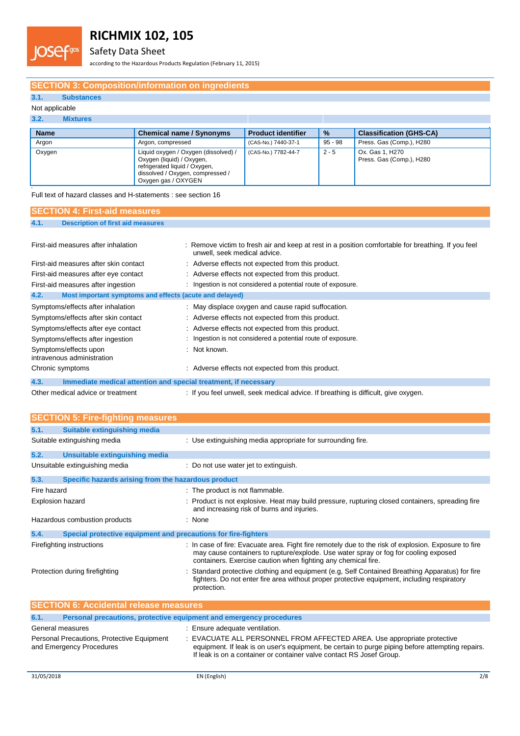## SECTION 3: Composition/information on ingredients

### 3.1. Substances

Not applicable

### 3.2. Mixtures

| Name | Chemical name / Synonyms | Product identifier | % | Classification (GHS-CA) |
|---|---|---|---|---|
| Argon | Argon, compressed | (CAS-No.) 7440-37-1 | 95 - 98 | Press. Gas (Comp.), H280 |
| Oxygen | Liquid oxygen / Oxygen (dissolved) / Oxygen (liquid) / Oxygen, refrigerated liquid / Oxygen, dissolved / Oxygen, compressed / Oxygen gas / OXYGEN | (CAS-No.) 7782-44-7 | 2 - 5 | Ox. Gas 1, H270<br>Press. Gas (Comp.), H280 |

Full text of hazard classes and H-statements : see section 16

## SECTION 4: First-aid measures

### 4.1. Description of first aid measures

First-aid measures after inhalation : Remove victim to fresh air and keep at rest in a position comfortable for breathing. If you feel unwell, seek medical advice.

First-aid measures after skin contact : Adverse effects not expected from this product.

First-aid measures after eye contact : Adverse effects not expected from this product.

First-aid measures after ingestion : Ingestion is not considered a potential route of exposure.

### 4.2. Most important symptoms and effects (acute and delayed)

Symptoms/effects after inhalation : May displace oxygen and cause rapid suffocation.

Symptoms/effects after skin contact : Adverse effects not expected from this product.

Symptoms/effects after eye contact : Adverse effects not expected from this product.

Symptoms/effects after ingestion : Ingestion is not considered a potential route of exposure.

Symptoms/effects upon intravenous administration : Not known.

Chronic symptoms : Adverse effects not expected from this product.

### 4.3. Immediate medical attention and special treatment, if necessary

Other medical advice or treatment : If you feel unwell, seek medical advice. If breathing is difficult, give oxygen.

## SECTION 5: Fire-fighting measures

### 5.1. Suitable extinguishing media

Suitable extinguishing media : Use extinguishing media appropriate for surrounding fire.

### 5.2. Unsuitable extinguishing media

Unsuitable extinguishing media : Do not use water jet to extinguish.

### 5.3. Specific hazards arising from the hazardous product

Fire hazard : The product is not flammable.

Explosion hazard : Product is not explosive. Heat may build pressure, rupturing closed containers, spreading fire and increasing risk of burns and injuries.

Hazardous combustion products : None

### 5.4. Special protective equipment and precautions for fire-fighters

Firefighting instructions : In case of fire: Evacuate area. Fight fire remotely due to the risk of explosion. Exposure to fire may cause containers to rupture/explode. Use water spray or fog for cooling exposed containers. Exercise caution when fighting any chemical fire.

Protection during firefighting : Standard protective clothing and equipment (e.g, Self Contained Breathing Apparatus) for fire fighters. Do not enter fire area without proper protective equipment, including respiratory protection.

## SECTION 6: Accidental release measures

### 6.1. Personal precautions, protective equipment and emergency procedures

General measures : Ensure adequate ventilation.

Personal Precautions, Protective Equipment and Emergency Procedures : EVACUATE ALL PERSONNEL FROM AFFECTED AREA. Use appropriate protective equipment. If leak is on user's equipment, be certain to purge piping before attempting repairs. If leak is on a container or container valve contact RS Josef Group.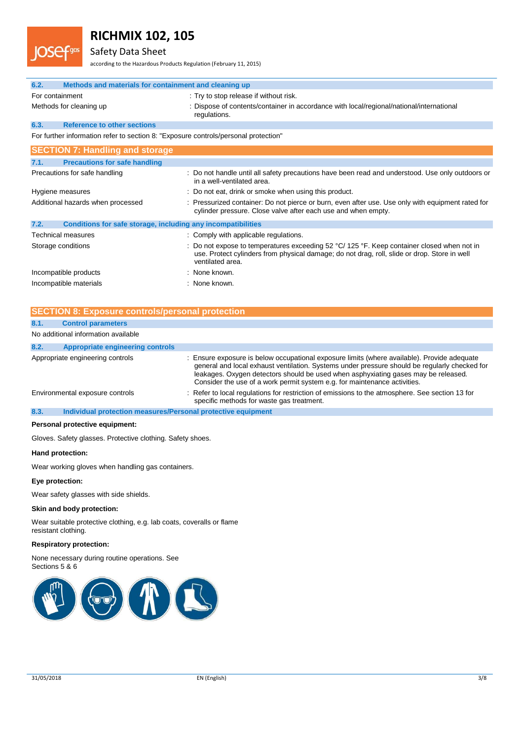### 6.2. Methods and materials for containment and cleaning up

| | |
|---|---|
| For containment | : Try to stop release if without risk. |
| Methods for cleaning up | : Dispose of contents/container in accordance with local/regional/national/international regulations. |

### 6.3. Reference to other sections

For further information refer to section 8: "Exposure controls/personal protection"

## SECTION 7: Handling and storage

### 7.1. Precautions for safe handling

| | |
|---|---|
| Precautions for safe handling | : Do not handle until all safety precautions have been read and understood. Use only outdoors or in a well-ventilated area. |
| Hygiene measures | : Do not eat, drink or smoke when using this product. |
| Additional hazards when processed | : Pressurized container: Do not pierce or burn, even after use. Use only with equipment rated for cylinder pressure. Close valve after each use and when empty. |

### 7.2. Conditions for safe storage, including any incompatibilities

| | |
|---|---|
| Technical measures | : Comply with applicable regulations. |
| Storage conditions | : Do not expose to temperatures exceeding 52 °C/ 125 °F. Keep container closed when not in use. Protect cylinders from physical damage; do not drag, roll, slide or drop. Store in well ventilated area. |
| Incompatible products | : None known. |
| Incompatible materials | : None known. |

## SECTION 8: Exposure controls/personal protection

### 8.1. Control parameters

No additional information available

### 8.2. Appropriate engineering controls

| | |
|---|---|
| Appropriate engineering controls | : Ensure exposure is below occupational exposure limits (where available). Provide adequate general and local exhaust ventilation. Systems under pressure should be regularly checked for leakages. Oxygen detectors should be used when asphyxiating gases may be released. Consider the use of a work permit system e.g. for maintenance activities. |
| Environmental exposure controls | : Refer to local regulations for restriction of emissions to the atmosphere. See section 13 for specific methods for waste gas treatment. |

### 8.3. Individual protection measures/Personal protective equipment

**Personal protective equipment:**

Gloves. Safety glasses. Protective clothing. Safety shoes.

**Hand protection:**

Wear working gloves when handling gas containers.

**Eye protection:**

Wear safety glasses with side shields.

**Skin and body protection:**

Wear suitable protective clothing, e.g. lab coats, coveralls or flame resistant clothing.

**Respiratory protection:**

None necessary during routine operations. See Sections 5 & 6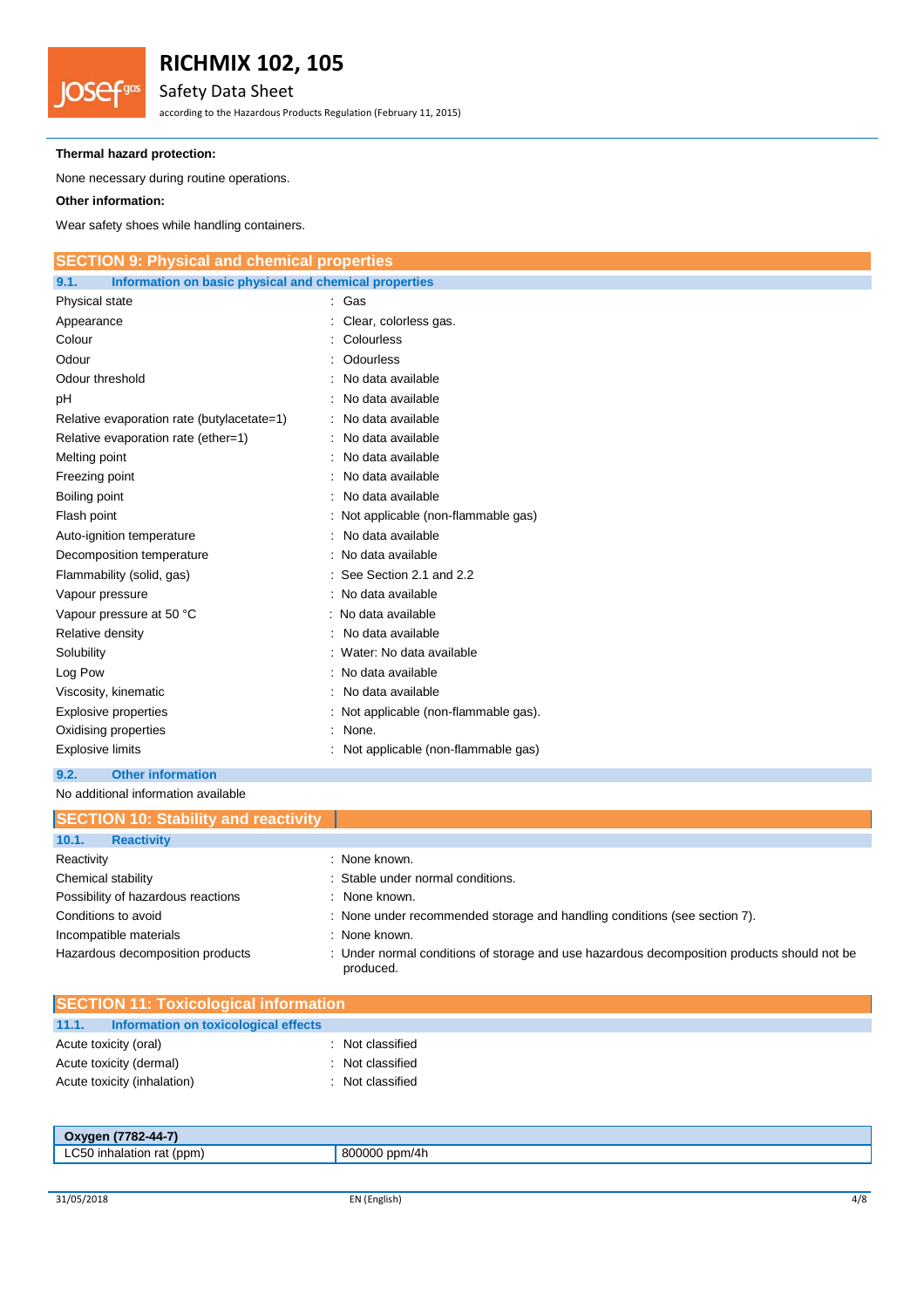**Thermal hazard protection:**

None necessary during routine operations.

**Other information:**

Wear safety shoes while handling containers.

## SECTION 9: Physical and chemical properties

### 9.1. Information on basic physical and chemical properties

| | |
|---|---|
| Physical state | : Gas |
| Appearance | : Clear, colorless gas. |
| Colour | : Colourless |
| Odour | : Odourless |
| Odour threshold | : No data available |
| pH | : No data available |
| Relative evaporation rate (butylacetate=1) | : No data available |
| Relative evaporation rate (ether=1) | : No data available |
| Melting point | : No data available |
| Freezing point | : No data available |
| Boiling point | : No data available |
| Flash point | : Not applicable (non-flammable gas) |
| Auto-ignition temperature | : No data available |
| Decomposition temperature | : No data available |
| Flammability (solid, gas) | : See Section 2.1 and 2.2 |
| Vapour pressure | : No data available |
| Vapour pressure at 50 °C | : No data available |
| Relative density | : No data available |
| Solubility | : Water: No data available |
| Log Pow | : No data available |
| Viscosity, kinematic | : No data available |
| Explosive properties | : Not applicable (non-flammable gas). |
| Oxidising properties | : None. |
| Explosive limits | : Not applicable (non-flammable gas) |

### 9.2. Other information

No additional information available

## SECTION 10: Stability and reactivity

### 10.1. Reactivity

| | |
|---|---|
| Reactivity | : None known. |
| Chemical stability | : Stable under normal conditions. |
| Possibility of hazardous reactions | : None known. |
| Conditions to avoid | : None under recommended storage and handling conditions (see section 7). |
| Incompatible materials | : None known. |
| Hazardous decomposition products | : Under normal conditions of storage and use hazardous decomposition products should not be produced. |

## SECTION 11: Toxicological information

### 11.1. Information on toxicological effects

| | |
|---|---|
| Acute toxicity (oral) | : Not classified |
| Acute toxicity (dermal) | : Not classified |
| Acute toxicity (inhalation) | : Not classified |

| **Oxygen (7782-44-7)** | |
|---|---|
| LC50 inhalation rat (ppm) | 800000 ppm/4h |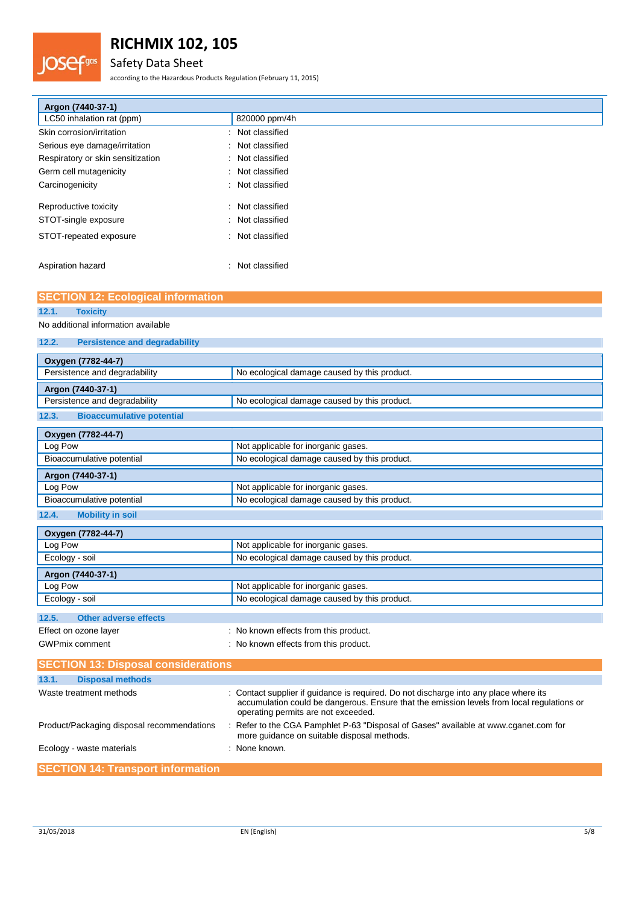| Argon (7440-37-1) | |
|---|---|
| LC50 inhalation rat (ppm) | 820000 ppm/4h |

| | |
|---|---|
| Skin corrosion/irritation | : Not classified |
| Serious eye damage/irritation | : Not classified |
| Respiratory or skin sensitization | : Not classified |
| Germ cell mutagenicity | : Not classified |
| Carcinogenicity | : Not classified |
| Reproductive toxicity | : Not classified |
| STOT-single exposure | : Not classified |
| STOT-repeated exposure | : Not classified |
| Aspiration hazard | : Not classified |

## SECTION 12: Ecological information

### 12.1. Toxicity

No additional information available

### 12.2. Persistence and degradability

| Oxygen (7782-44-7) | |
|---|---|
| Persistence and degradability | No ecological damage caused by this product. |

| Argon (7440-37-1) | |
|---|---|
| Persistence and degradability | No ecological damage caused by this product. |

### 12.3. Bioaccumulative potential

| Oxygen (7782-44-7) | |
|---|---|
| Log Pow | Not applicable for inorganic gases. |
| Bioaccumulative potential | No ecological damage caused by this product. |

| Argon (7440-37-1) | |
|---|---|
| Log Pow | Not applicable for inorganic gases. |
| Bioaccumulative potential | No ecological damage caused by this product. |

### 12.4. Mobility in soil

| Oxygen (7782-44-7) | |
|---|---|
| Log Pow | Not applicable for inorganic gases. |
| Ecology - soil | No ecological damage caused by this product. |

| Argon (7440-37-1) | |
|---|---|
| Log Pow | Not applicable for inorganic gases. |
| Ecology - soil | No ecological damage caused by this product. |

### 12.5. Other adverse effects

| | |
|---|---|
| Effect on ozone layer | : No known effects from this product. |
| GWPmix comment | : No known effects from this product. |

## SECTION 13: Disposal considerations

### 13.1. Disposal methods

| | |
|---|---|
| Waste treatment methods | : Contact supplier if guidance is required. Do not discharge into any place where its accumulation could be dangerous. Ensure that the emission levels from local regulations or operating permits are not exceeded. |
| Product/Packaging disposal recommendations | : Refer to the CGA Pamphlet P-63 "Disposal of Gases" available at www.cganet.com for more guidance on suitable disposal methods. |
| Ecology - waste materials | : None known. |

## SECTION 14: Transport information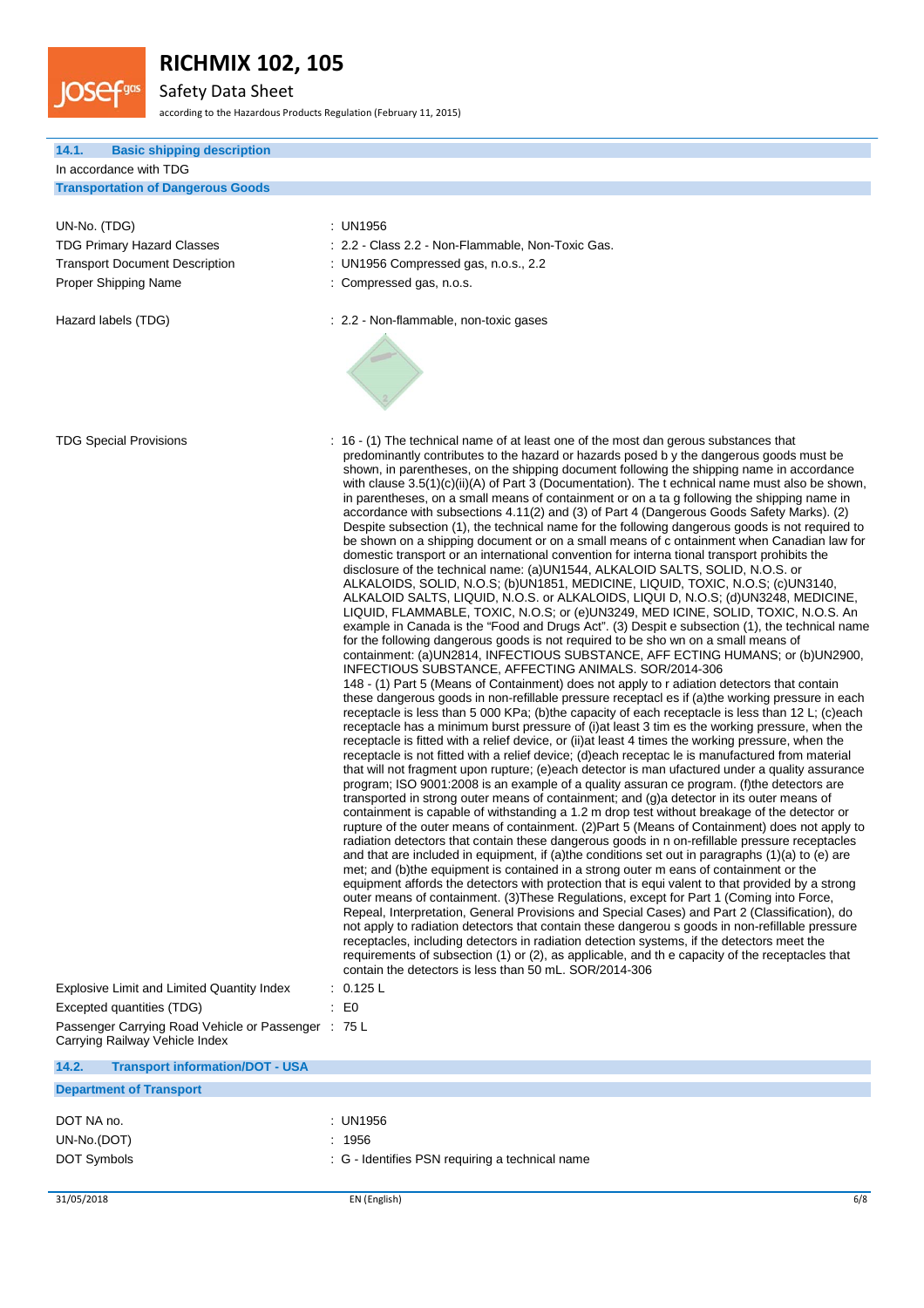### 14.1. Basic shipping description

In accordance with TDG

**Transportation of Dangerous Goods**

UN-No. (TDG) : UN1956

TDG Primary Hazard Classes : 2.2 - Class 2.2 - Non-Flammable, Non-Toxic Gas.

Transport Document Description : UN1956 Compressed gas, n.o.s., 2.2

Proper Shipping Name : Compressed gas, n.o.s.

Hazard labels (TDG) : 2.2 - Non-flammable, non-toxic gases

TDG Special Provisions : 16 - (1) The technical name of at least one of the most dan gerous substances that predominantly contributes to the hazard or hazards posed b y the dangerous goods must be shown, in parentheses, on the shipping document following the shipping name in accordance with clause 3.5(1)(c)(ii)(A) of Part 3 (Documentation). The t echnical name must also be shown, in parentheses, on a small means of containment or on a ta g following the shipping name in accordance with subsections 4.11(2) and (3) of Part 4 (Dangerous Goods Safety Marks). (2) Despite subsection (1), the technical name for the following dangerous goods is not required to be shown on a shipping document or on a small means of c ontainment when Canadian law for domestic transport or an international convention for interna tional transport prohibits the disclosure of the technical name: (a)UN1544, ALKALOID SALTS, SOLID, N.O.S. or ALKALOIDS, SOLID, N.O.S; (b)UN1851, MEDICINE, LIQUID, TOXIC, N.O.S; (c)UN3140, ALKALOID SALTS, LIQUID, N.O.S. or ALKALOIDS, LIQUI D, N.O.S; (d)UN3248, MEDICINE, LIQUID, FLAMMABLE, TOXIC, N.O.S; or (e)UN3249, MED ICINE, SOLID, TOXIC, N.O.S. An example in Canada is the "Food and Drugs Act". (3) Despit e subsection (1), the technical name for the following dangerous goods is not required to be sho wn on a small means of containment: (a)UN2814, INFECTIOUS SUBSTANCE, AFF ECTING HUMANS; or (b)UN2900, INFECTIOUS SUBSTANCE, AFFECTING ANIMALS. SOR/2014-306
148 - (1) Part 5 (Means of Containment) does not apply to r adiation detectors that contain these dangerous goods in non-refillable pressure receptacl es if (a)the working pressure in each receptacle is less than 5 000 KPa; (b)the capacity of each receptacle is less than 12 L; (c)each receptacle has a minimum burst pressure of (i)at least 3 tim es the working pressure, when the receptacle is fitted with a relief device, or (ii)at least 4 times the working pressure, when the receptacle is not fitted with a relief device; (d)each receptac le is manufactured from material that will not fragment upon rupture; (e)each detector is man ufactured under a quality assurance program; ISO 9001:2008 is an example of a quality assuran ce program. (f)the detectors are transported in strong outer means of containment; and (g)a detector in its outer means of containment is capable of withstanding a 1.2 m drop test without breakage of the detector or rupture of the outer means of containment. (2)Part 5 (Means of Containment) does not apply to radiation detectors that contain these dangerous goods in n on-refillable pressure receptacles and that are included in equipment, if (a)the conditions set out in paragraphs (1)(a) to (e) are met; and (b)the equipment is contained in a strong outer m eans of containment or the equipment affords the detectors with protection that is equi valent to that provided by a strong outer means of containment. (3)These Regulations, except for Part 1 (Coming into Force, Repeal, Interpretation, General Provisions and Special Cases) and Part 2 (Classification), do not apply to radiation detectors that contain these dangerou s goods in non-refillable pressure receptacles, including detectors in radiation detection systems, if the detectors meet the requirements of subsection (1) or (2), as applicable, and th e capacity of the receptacles that contain the detectors is less than 50 mL. SOR/2014-306

Explosive Limit and Limited Quantity Index : 0.125 L

Excepted quantities (TDG) : E0

Passenger Carrying Road Vehicle or Passenger Carrying Railway Vehicle Index : 75 L

### 14.2. Transport information/DOT - USA

**Department of Transport**

DOT NA no. : UN1956

UN-No.(DOT) : 1956

DOT Symbols : G - Identifies PSN requiring a technical name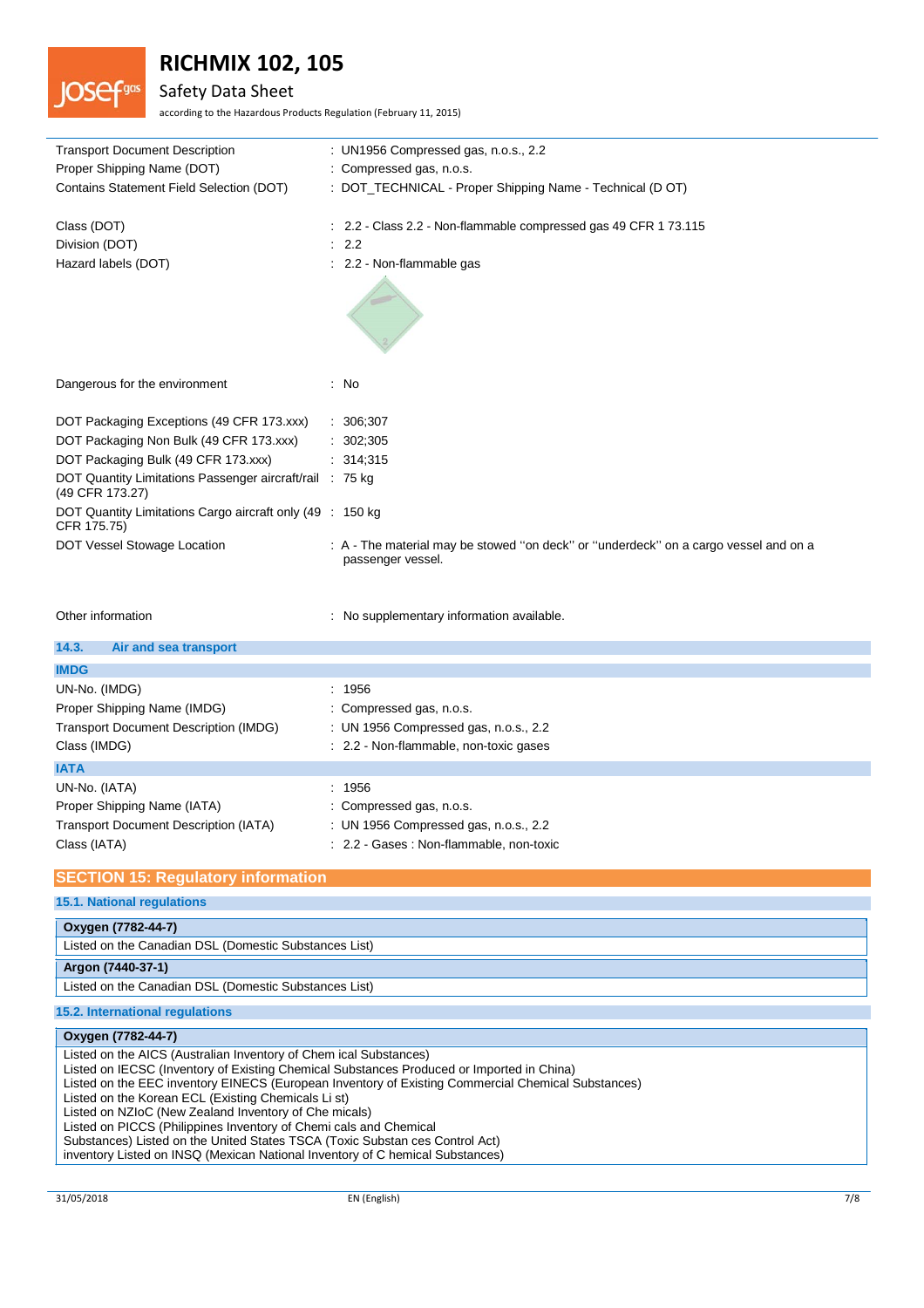| | |
|---|---|
| Transport Document Description | : UN1956 Compressed gas, n.o.s., 2.2 |
| Proper Shipping Name (DOT) | : Compressed gas, n.o.s. |
| Contains Statement Field Selection (DOT) | : DOT_TECHNICAL - Proper Shipping Name - Technical (D OT) |
| Class (DOT) | : 2.2 - Class 2.2 - Non-flammable compressed gas 49 CFR 1 73.115 |
| Division (DOT) | : 2.2 |
| Hazard labels (DOT) | : 2.2 - Non-flammable gas |
| Dangerous for the environment | : No |
| DOT Packaging Exceptions (49 CFR 173.xxx) | : 306;307 |
| DOT Packaging Non Bulk (49 CFR 173.xxx) | : 302;305 |
| DOT Packaging Bulk (49 CFR 173.xxx) | : 314;315 |
| DOT Quantity Limitations Passenger aircraft/rail (49 CFR 173.27) | : 75 kg |
| DOT Quantity Limitations Cargo aircraft only (49 CFR 175.75) | : 150 kg |
| DOT Vessel Stowage Location | : A - The material may be stowed ''on deck'' or ''underdeck'' on a cargo vessel and on a passenger vessel. |
| Other information | : No supplementary information available. |

### 14.3. Air and sea transport

**IMDG**

| | |
|---|---|
| UN-No. (IMDG) | : 1956 |
| Proper Shipping Name (IMDG) | : Compressed gas, n.o.s. |
| Transport Document Description (IMDG) | : UN 1956 Compressed gas, n.o.s., 2.2 |
| Class (IMDG) | : 2.2 - Non-flammable, non-toxic gases |

**IATA**

| | |
|---|---|
| UN-No. (IATA) | : 1956 |
| Proper Shipping Name (IATA) | : Compressed gas, n.o.s. |
| Transport Document Description (IATA) | : UN 1956 Compressed gas, n.o.s., 2.2 |
| Class (IATA) | : 2.2 - Gases : Non-flammable, non-toxic |

## SECTION 15: Regulatory information

### 15.1. National regulations

**Oxygen (7782-44-7)**

Listed on the Canadian DSL (Domestic Substances List)

**Argon (7440-37-1)**

Listed on the Canadian DSL (Domestic Substances List)

### 15.2. International regulations

**Oxygen (7782-44-7)**

Listed on the AICS (Australian Inventory of Chem ical Substances)
Listed on IECSC (Inventory of Existing Chemical Substances Produced or Imported in China)
Listed on the EEC inventory EINECS (European Inventory of Existing Commercial Chemical Substances)
Listed on the Korean ECL (Existing Chemicals Li st)
Listed on NZIoC (New Zealand Inventory of Che micals)
Listed on PICCS (Philippines Inventory of Chemi cals and Chemical
Substances) Listed on the United States TSCA (Toxic Substan ces Control Act)
inventory Listed on INSQ (Mexican National Inventory of C hemical Substances)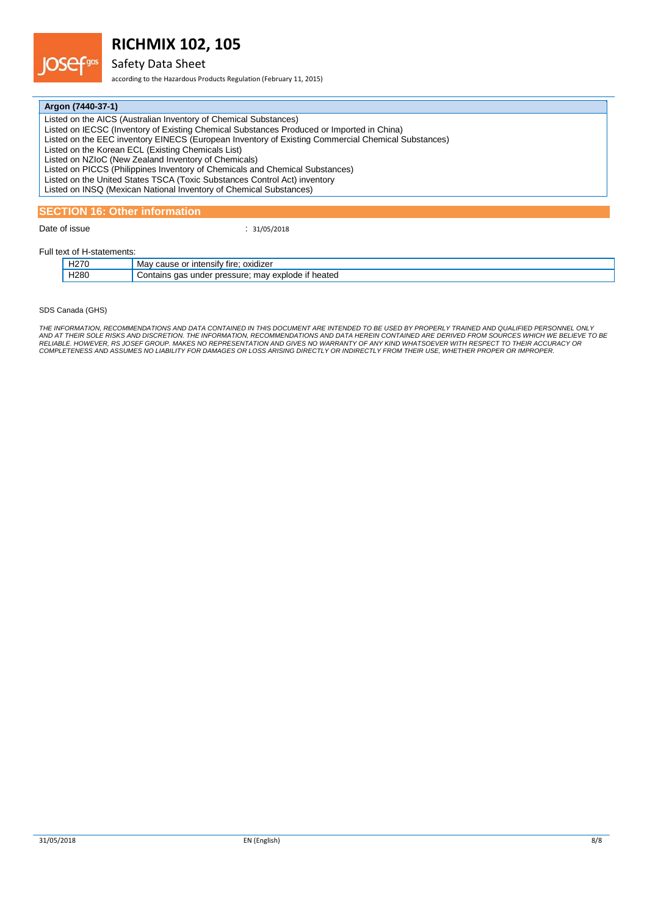**Argon (7440-37-1)**

Listed on the AICS (Australian Inventory of Chemical Substances)
Listed on IECSC (Inventory of Existing Chemical Substances Produced or Imported in China)
Listed on the EEC inventory EINECS (European Inventory of Existing Commercial Chemical Substances)
Listed on the Korean ECL (Existing Chemicals List)
Listed on NZIoC (New Zealand Inventory of Chemicals)
Listed on PICCS (Philippines Inventory of Chemicals and Chemical Substances)
Listed on the United States TSCA (Toxic Substances Control Act) inventory
Listed on INSQ (Mexican National Inventory of Chemical Substances)

## SECTION 16: Other information

Date of issue : 31/05/2018

Full text of H-statements:

| | |
|---|---|
| H270 | May cause or intensify fire; oxidizer |
| H280 | Contains gas under pressure; may explode if heated |

SDS Canada (GHS)

*THE INFORMATION, RECOMMENDATIONS AND DATA CONTAINED IN THIS DOCUMENT ARE INTENDED TO BE USED BY PROPERLY TRAINED AND QUALIFIED PERSONNEL ONLY AND AT THEIR SOLE RISKS AND DISCRETION. THE INFORMATION, RECOMMENDATIONS AND DATA HEREIN CONTAINED ARE DERIVED FROM SOURCES WHICH WE BELIEVE TO BE RELIABLE. HOWEVER, RS JOSEF GROUP. MAKES NO REPRESENTATION AND GIVES NO WARRANTY OF ANY KIND WHATSOEVER WITH RESPECT TO THEIR ACCURACY OR COMPLETENESS AND ASSUMES NO LIABILITY FOR DAMAGES OR LOSS ARISING DIRECTLY OR INDIRECTLY FROM THEIR USE, WHETHER PROPER OR IMPROPER.*